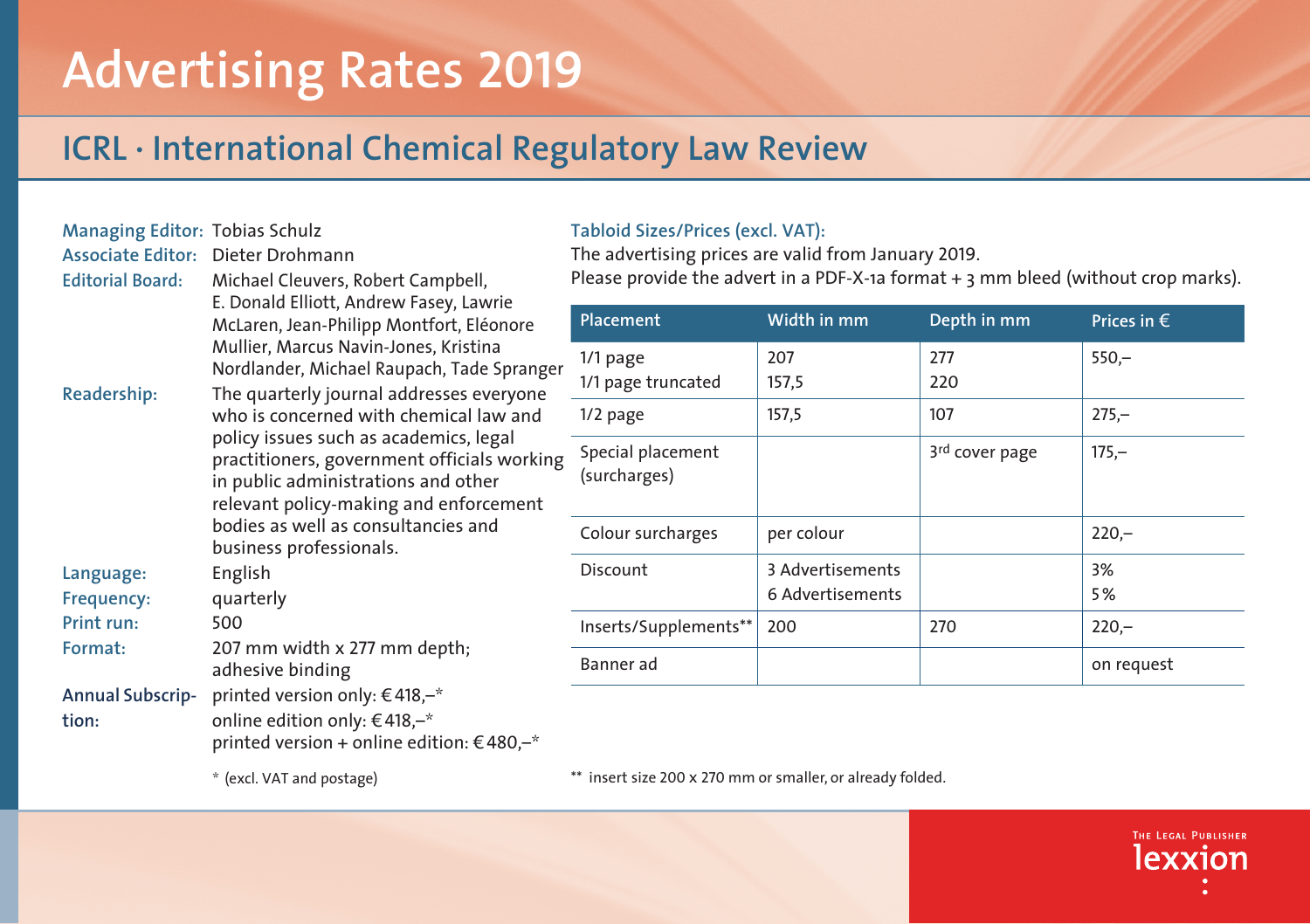# Advertising Rates 2019

## ICRL · International Chemical Regulatory Law Review

**Managing Editor:** Tobias Schulz

**Associate Editor:** Dieter Drohmann

**Editorial Board:** Michael Cleuvers, Robert Campbell, E. Donald Elliott, Andrew Fasey, Lawrie McLaren, Jean-Philipp Montfort, Eléonore Mullier, Marcus Navin-Jones, Kristina Nordlander, Michael Raupach, Tade Spranger

**Readership:** The quarterly journal addresses everyone who is concerned with chemical law and policy issues such as academics, legal practitioners, government officials working in public administrations and other relevant policy-making and enforcement bodies as well as consultancies and business professionals.

**Language:** English

**Frequency:** quarterly

**Print run:** 500

**Format:** 207 mm width x 277 mm depth; adhesive binding

**Annual Subscription:** printed version only: € 418,–*
online edition only: € 418,–*
printed version + online edition: € 480,–*

\* (excl. VAT and postage)

### Tabloid Sizes/Prices (excl. VAT):

The advertising prices are valid from January 2019.
Please provide the advert in a PDF-X-1a format + 3 mm bleed (without crop marks).

| Placement | Width in mm | Depth in mm | Prices in € |
|---|---|---|---|
| 1/1 page<br>1/1 page truncated | 207<br>157,5 | 277<br>220 | 550,– |
| 1/2 page | 157,5 | 107 | 275,– |
| Special placement (surcharges) | | 3rd cover page | 175,– |
| Colour surcharges | per colour | | 220,– |
| Discount | 3 Advertisements<br>6 Advertisements | | 3%<br>5% |
| Inserts/Supplements** | 200 | 270 | 220,– |
| Banner ad | | | on request |

\*\* insert size 200 x 270 mm or smaller, or already folded.

THE LEGAL PUBLISHER lexxion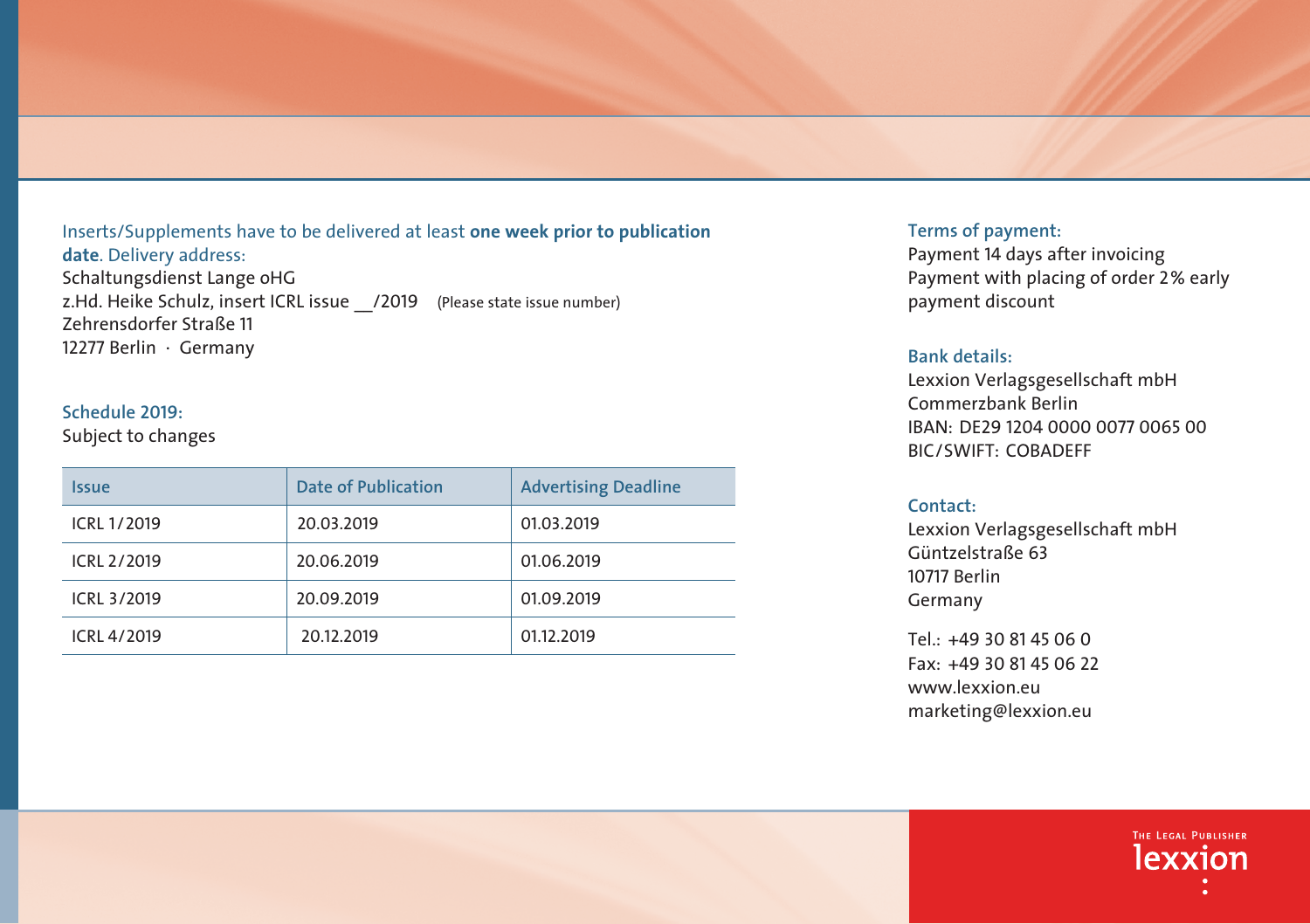Inserts/Supplements have to be delivered at least **one week prior to publication date**. Delivery address:
Schaltungsdienst Lange oHG
z.Hd. Heike Schulz, insert ICRL issue __/2019 (Please state issue number)
Zehrensdorfer Straße 11
12277 Berlin · Germany

### Schedule 2019:

Subject to changes

| Issue | Date of Publication | Advertising Deadline |
|---|---|---|
| ICRL 1/2019 | 20.03.2019 | 01.03.2019 |
| ICRL 2/2019 | 20.06.2019 | 01.06.2019 |
| ICRL 3/2019 | 20.09.2019 | 01.09.2019 |
| ICRL 4/2019 | 20.12.2019 | 01.12.2019 |

### Terms of payment:

Payment 14 days after invoicing
Payment with placing of order 2% early payment discount

### Bank details:

Lexxion Verlagsgesellschaft mbH
Commerzbank Berlin
IBAN: DE29 1204 0000 0077 0065 00
BIC/SWIFT: COBADEFF

### Contact:

Lexxion Verlagsgesellschaft mbH
Güntzelstraße 63
10717 Berlin
Germany

Tel.: +49 30 81 45 06 0
Fax: +49 30 81 45 06 22
www.lexxion.eu
marketing@lexxion.eu

The Legal Publisher
lexxion